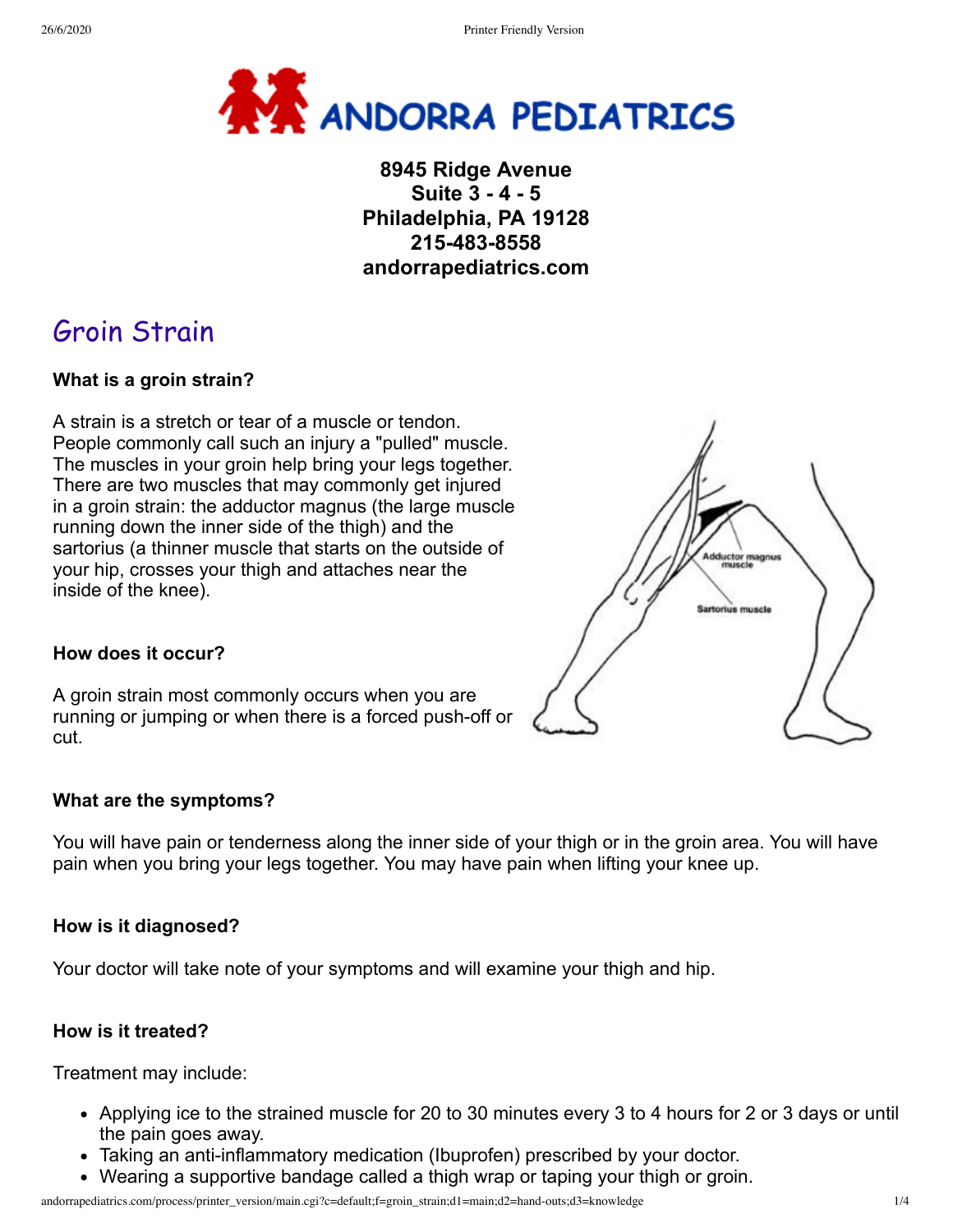# ANDORRA PEDIATRICS

**8945 Ridge Avenue**
**Suite 3 - 4 - 5**
**Philadelphia, PA 19128**
**215-483-8558**
**andorrapediatrics.com**

## Groin Strain

### What is a groin strain?

A strain is a stretch or tear of a muscle or tendon. People commonly call such an injury a "pulled" muscle. The muscles in your groin help bring your legs together. There are two muscles that may commonly get injured in a groin strain: the adductor magnus (the large muscle running down the inner side of the thigh) and the sartorius (a thinner muscle that starts on the outside of your hip, crosses your thigh and attaches near the inside of the knee).

Adductor magnus muscle

Sartorius muscle

### How does it occur?

A groin strain most commonly occurs when you are running or jumping or when there is a forced push-off or cut.

### What are the symptoms?

You will have pain or tenderness along the inner side of your thigh or in the groin area. You will have pain when you bring your legs together. You may have pain when lifting your knee up.

### How is it diagnosed?

Your doctor will take note of your symptoms and will examine your thigh and hip.

### How is it treated?

Treatment may include:

- Applying ice to the strained muscle for 20 to 30 minutes every 3 to 4 hours for 2 or 3 days or until the pain goes away.
- Taking an anti-inflammatory medication (Ibuprofen) prescribed by your doctor.
- Wearing a supportive bandage called a thigh wrap or taping your thigh or groin.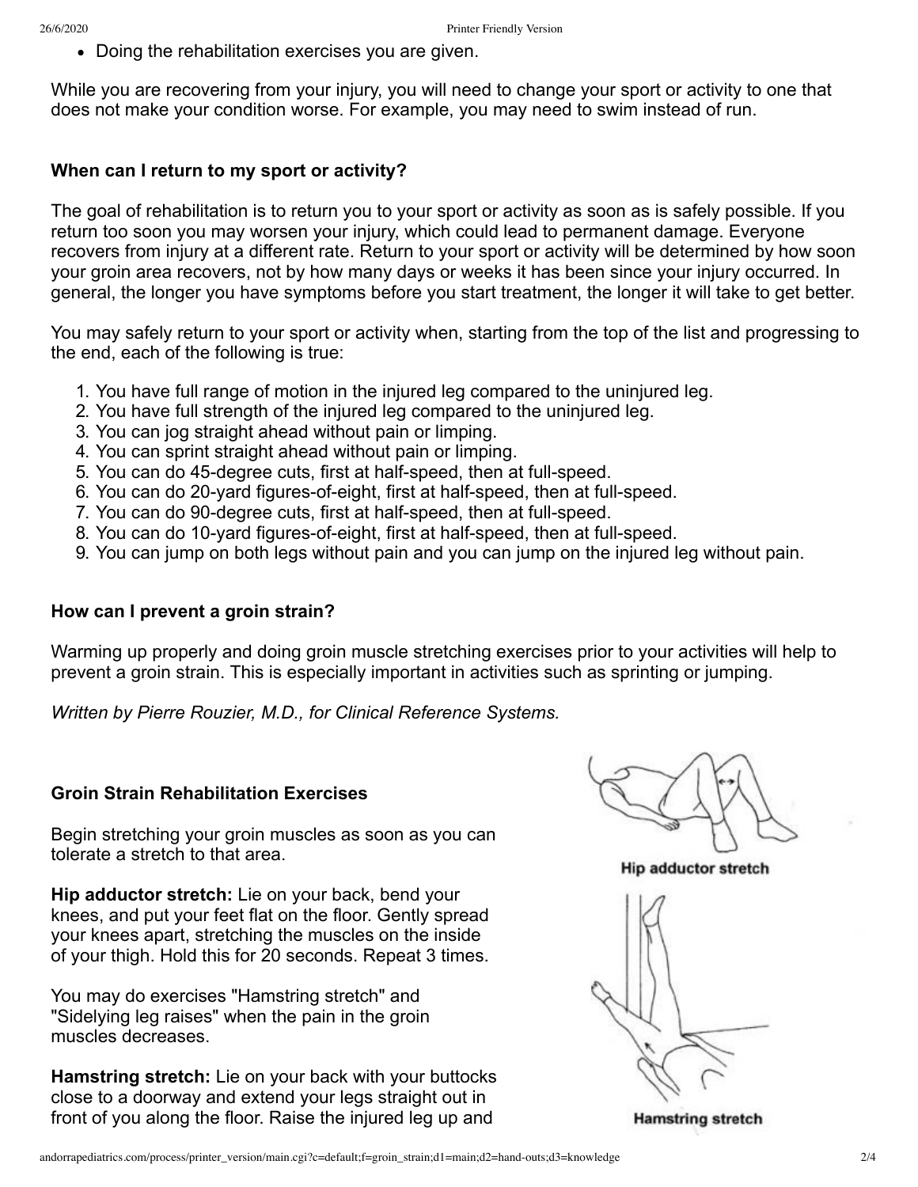- Doing the rehabilitation exercises you are given.

While you are recovering from your injury, you will need to change your sport or activity to one that does not make your condition worse. For example, you may need to swim instead of run.

### When can I return to my sport or activity?

The goal of rehabilitation is to return you to your sport or activity as soon as is safely possible. If you return too soon you may worsen your injury, which could lead to permanent damage. Everyone recovers from injury at a different rate. Return to your sport or activity will be determined by how soon your groin area recovers, not by how many days or weeks it has been since your injury occurred. In general, the longer you have symptoms before you start treatment, the longer it will take to get better.

You may safely return to your sport or activity when, starting from the top of the list and progressing to the end, each of the following is true:

1. You have full range of motion in the injured leg compared to the uninjured leg.
2. You have full strength of the injured leg compared to the uninjured leg.
3. You can jog straight ahead without pain or limping.
4. You can sprint straight ahead without pain or limping.
5. You can do 45-degree cuts, first at half-speed, then at full-speed.
6. You can do 20-yard figures-of-eight, first at half-speed, then at full-speed.
7. You can do 90-degree cuts, first at half-speed, then at full-speed.
8. You can do 10-yard figures-of-eight, first at half-speed, then at full-speed.
9. You can jump on both legs without pain and you can jump on the injured leg without pain.

### How can I prevent a groin strain?

Warming up properly and doing groin muscle stretching exercises prior to your activities will help to prevent a groin strain. This is especially important in activities such as sprinting or jumping.

*Written by Pierre Rouzier, M.D., for Clinical Reference Systems.*

### Groin Strain Rehabilitation Exercises

Begin stretching your groin muscles as soon as you can tolerate a stretch to that area.

**Hip adductor stretch:** Lie on your back, bend your knees, and put your feet flat on the floor. Gently spread your knees apart, stretching the muscles on the inside of your thigh. Hold this for 20 seconds. Repeat 3 times.

Hip adductor stretch

You may do exercises "Hamstring stretch" and "Sidelying leg raises" when the pain in the groin muscles decreases.

**Hamstring stretch:** Lie on your back with your buttocks close to a doorway and extend your legs straight out in front of you along the floor. Raise the injured leg up and

Hamstring stretch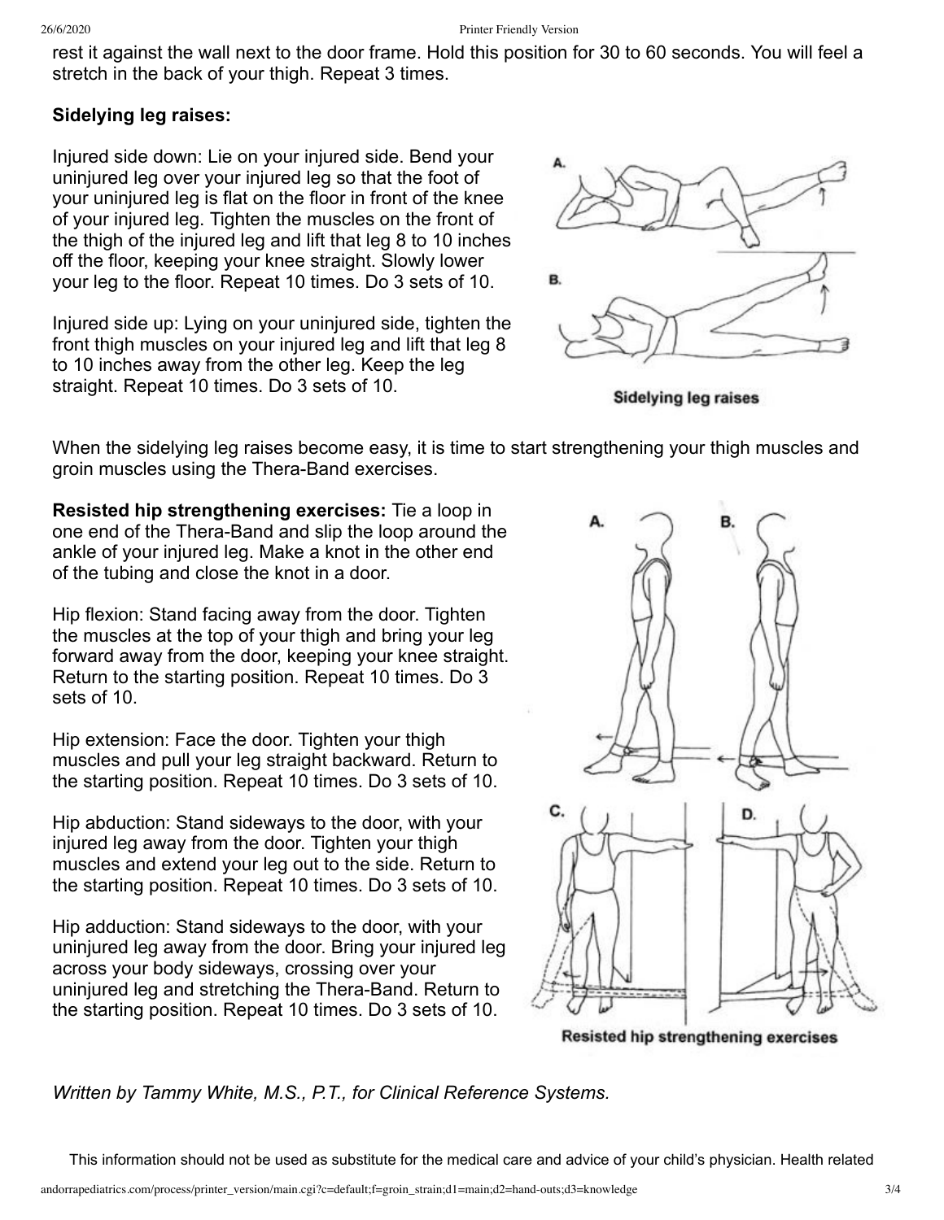rest it against the wall next to the door frame. Hold this position for 30 to 60 seconds. You will feel a stretch in the back of your thigh. Repeat 3 times.

**Sidelying leg raises:**

Injured side down: Lie on your injured side. Bend your uninjured leg over your injured leg so that the foot of your uninjured leg is flat on the floor in front of the knee of your injured leg. Tighten the muscles on the front of the thigh of the injured leg and lift that leg 8 to 10 inches off the floor, keeping your knee straight. Slowly lower your leg to the floor. Repeat 10 times. Do 3 sets of 10.

Injured side up: Lying on your uninjured side, tighten the front thigh muscles on your injured leg and lift that leg 8 to 10 inches away from the other leg. Keep the leg straight. Repeat 10 times. Do 3 sets of 10.

Sidelying leg raises

When the sidelying leg raises become easy, it is time to start strengthening your thigh muscles and groin muscles using the Thera-Band exercises.

**Resisted hip strengthening exercises:** Tie a loop in one end of the Thera-Band and slip the loop around the ankle of your injured leg. Make a knot in the other end of the tubing and close the knot in a door.

Hip flexion: Stand facing away from the door. Tighten the muscles at the top of your thigh and bring your leg forward away from the door, keeping your knee straight. Return to the starting position. Repeat 10 times. Do 3 sets of 10.

Hip extension: Face the door. Tighten your thigh muscles and pull your leg straight backward. Return to the starting position. Repeat 10 times. Do 3 sets of 10.

Hip abduction: Stand sideways to the door, with your injured leg away from the door. Tighten your thigh muscles and extend your leg out to the side. Return to the starting position. Repeat 10 times. Do 3 sets of 10.

Hip adduction: Stand sideways to the door, with your uninjured leg away from the door. Bring your injured leg across your body sideways, crossing over your uninjured leg and stretching the Thera-Band. Return to the starting position. Repeat 10 times. Do 3 sets of 10.

Resisted hip strengthening exercises

*Written by Tammy White, M.S., P.T., for Clinical Reference Systems.*

This information should not be used as substitute for the medical care and advice of your child's physician. Health related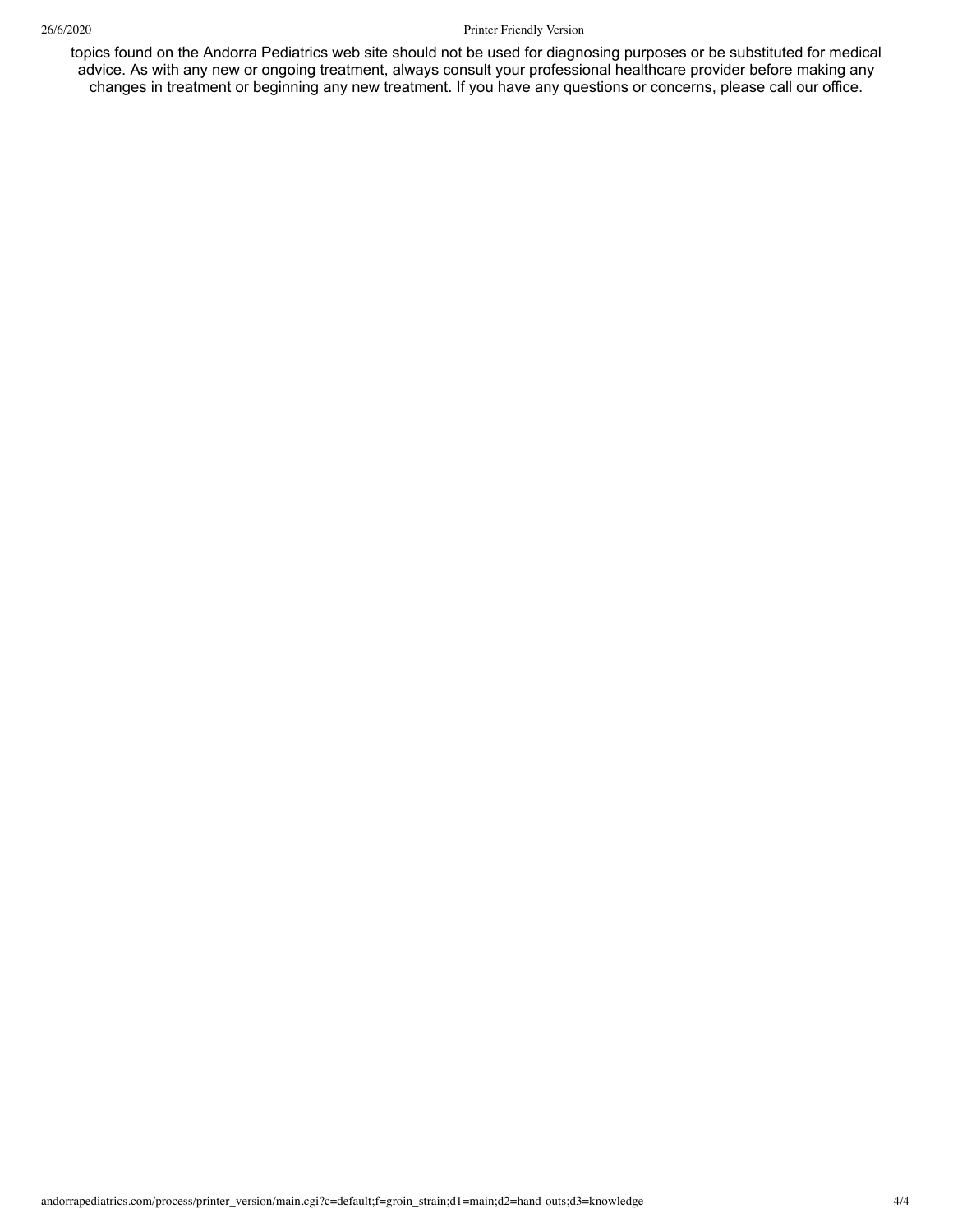topics found on the Andorra Pediatrics web site should not be used for diagnosing purposes or be substituted for medical advice. As with any new or ongoing treatment, always consult your professional healthcare provider before making any changes in treatment or beginning any new treatment. If you have any questions or concerns, please call our office.